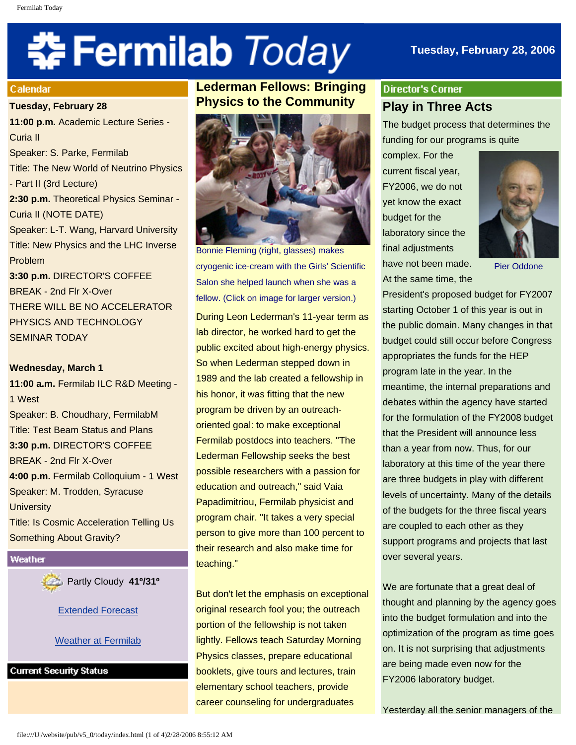# Fermilab Today

Tuesday, February 28, 2006

## Calendar

**Tuesday, February 28**

**11:00 p.m.** Academic Lecture Series - Curia II
Speaker: S. Parke, Fermilab
Title: The New World of Neutrino Physics - Part II (3rd Lecture)

**2:30 p.m.** Theoretical Physics Seminar - Curia II (NOTE DATE)
Speaker: L-T. Wang, Harvard University
Title: New Physics and the LHC Inverse Problem

**3:30 p.m.** DIRECTOR'S COFFEE BREAK - 2nd Flr X-Over

THERE WILL BE NO ACCELERATOR PHYSICS AND TECHNOLOGY SEMINAR TODAY

**Wednesday, March 1**

**11:00 a.m.** Fermilab ILC R&D Meeting - 1 West
Speaker: B. Choudhary, FermilabM
Title: Test Beam Status and Plans

**3:30 p.m.** DIRECTOR'S COFFEE BREAK - 2nd Flr X-Over

**4:00 p.m.** Fermilab Colloquium - 1 West
Speaker: M. Trodden, Syracuse University
Title: Is Cosmic Acceleration Telling Us Something About Gravity?

## Weather

Partly Cloudy **41º/31º**

Extended Forecast

Weather at Fermilab

## Current Security Status

## Lederman Fellows: Bringing Physics to the Community

Bonnie Fleming (right, glasses) makes cryogenic ice-cream with the Girls' Scientific Salon she helped launch when she was a fellow. (Click on image for larger version.)

During Leon Lederman's 11-year term as lab director, he worked hard to get the public excited about high-energy physics. So when Lederman stepped down in 1989 and the lab created a fellowship in his honor, it was fitting that the new program be driven by an outreach-oriented goal: to make exceptional Fermilab postdocs into teachers. "The Lederman Fellowship seeks the best possible researchers with a passion for education and outreach," said Vaia Papadimitriou, Fermilab physicist and program chair. "It takes a very special person to give more than 100 percent to their research and also make time for teaching."

But don't let the emphasis on exceptional original research fool you; the outreach portion of the fellowship is not taken lightly. Fellows teach Saturday Morning Physics classes, prepare educational booklets, give tours and lectures, train elementary school teachers, provide career counseling for undergraduates

## Director's Corner

### Play in Three Acts

Pier Oddone

The budget process that determines the funding for our programs is quite complex. For the current fiscal year, FY2006, we do not yet know the exact budget for the laboratory since the final adjustments have not been made. At the same time, the President's proposed budget for FY2007 starting October 1 of this year is out in the public domain. Many changes in that budget could still occur before Congress appropriates the funds for the HEP program late in the year. In the meantime, the internal preparations and debates within the agency have started for the formulation of the FY2008 budget that the President will announce less than a year from now. Thus, for our laboratory at this time of the year there are three budgets in play with different levels of uncertainty. Many of the details of the budgets for the three fiscal years are coupled to each other as they support programs and projects that last over several years.

We are fortunate that a great deal of thought and planning by the agency goes into the budget formulation and into the optimization of the program as time goes on. It is not surprising that adjustments are being made even now for the FY2006 laboratory budget.

Yesterday all the senior managers of the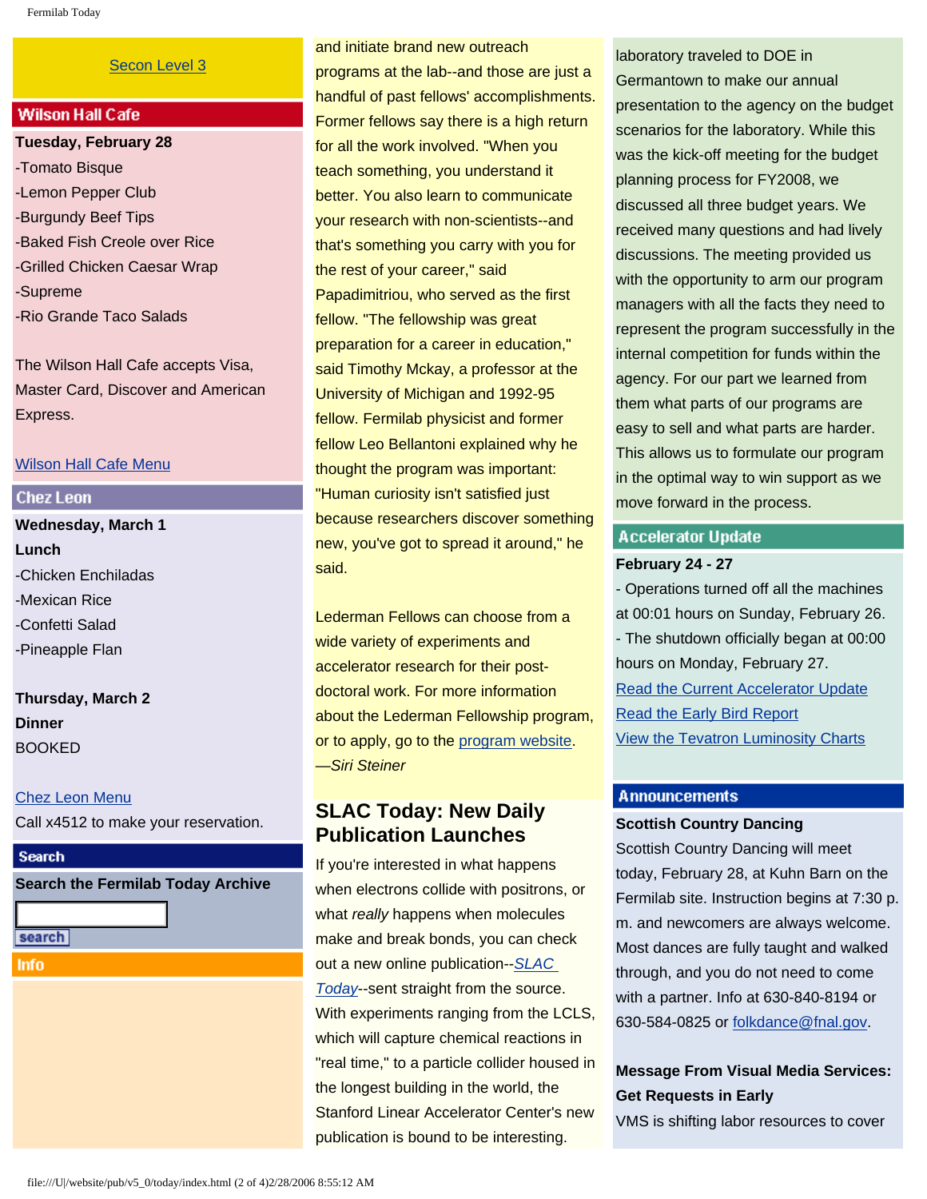[Secon Level 3](#)

## Wilson Hall Cafe

**Tuesday, February 28**

-Tomato Bisque
-Lemon Pepper Club
-Burgundy Beef Tips
-Baked Fish Creole over Rice
-Grilled Chicken Caesar Wrap
-Supreme
-Rio Grande Taco Salads

The Wilson Hall Cafe accepts Visa, Master Card, Discover and American Express.

[Wilson Hall Cafe Menu](#)

## Chez Leon

**Wednesday, March 1**
**Lunch**
-Chicken Enchiladas
-Mexican Rice
-Confetti Salad
-Pineapple Flan

**Thursday, March 2**
**Dinner**
BOOKED

[Chez Leon Menu](#)
Call x4512 to make your reservation.

## Search

**Search the Fermilab Today Archive**

search

## Info

and initiate brand new outreach programs at the lab--and those are just a handful of past fellows' accomplishments. Former fellows say there is a high return for all the work involved. "When you teach something, you understand it better. You also learn to communicate your research with non-scientists--and that's something you carry with you for the rest of your career," said Papadimitriou, who served as the first fellow. "The fellowship was great preparation for a career in education," said Timothy Mckay, a professor at the University of Michigan and 1992-95 fellow. Fermilab physicist and former fellow Leo Bellantoni explained why he thought the program was important: "Human curiosity isn't satisfied just because researchers discover something new, you've got to spread it around," he said.

Lederman Fellows can choose from a wide variety of experiments and accelerator research for their post-doctoral work. For more information about the Lederman Fellowship program, or to apply, go to the [program website](#).
*—Siri Steiner*

## SLAC Today: New Daily Publication Launches

If you're interested in what happens when electrons collide with positrons, or what *really* happens when molecules make and break bonds, you can check out a new online publication--*[SLAC Today](#)*--sent straight from the source. With experiments ranging from the LCLS, which will capture chemical reactions in "real time," to a particle collider housed in the longest building in the world, the Stanford Linear Accelerator Center's new publication is bound to be interesting.

laboratory traveled to DOE in Germantown to make our annual presentation to the agency on the budget scenarios for the laboratory. While this was the kick-off meeting for the budget planning process for FY2008, we discussed all three budget years. We received many questions and had lively discussions. The meeting provided us with the opportunity to arm our program managers with all the facts they need to represent the program successfully in the internal competition for funds within the agency. For our part we learned from them what parts of our programs are easy to sell and what parts are harder. This allows us to formulate our program in the optimal way to win support as we move forward in the process.

## Accelerator Update

**February 24 - 27**
- Operations turned off all the machines at 00:01 hours on Sunday, February 26.
- The shutdown officially began at 00:00 hours on Monday, February 27.

[Read the Current Accelerator Update](#)
[Read the Early Bird Report](#)
[View the Tevatron Luminosity Charts](#)

## Announcements

**Scottish Country Dancing**
Scottish Country Dancing will meet today, February 28, at Kuhn Barn on the Fermilab site. Instruction begins at 7:30 p. m. and newcomers are always welcome. Most dances are fully taught and walked through, and you do not need to come with a partner. Info at 630-840-8194 or 630-584-0825 or [folkdance@fnal.gov](#).

**Message From Visual Media Services: Get Requests in Early**
VMS is shifting labor resources to cover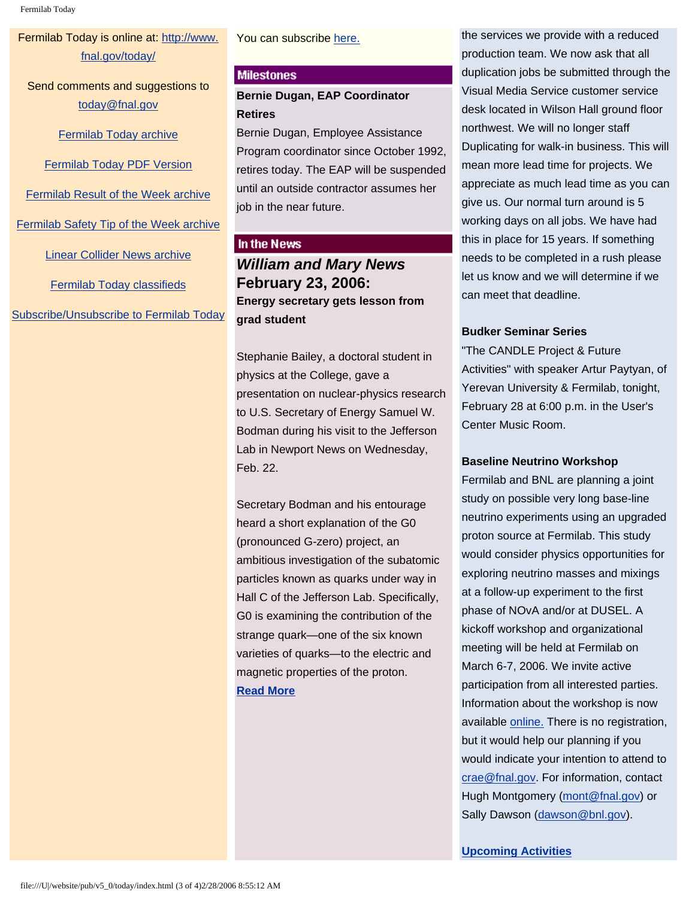Fermilab Today is online at: http://www.fnal.gov/today/

Send comments and suggestions to today@fnal.gov

Fermilab Today archive

Fermilab Today PDF Version

Fermilab Result of the Week archive

Fermilab Safety Tip of the Week archive

Linear Collider News archive

Fermilab Today classifieds

Subscribe/Unsubscribe to Fermilab Today

You can subscribe here.

## Milestones

**Bernie Dugan, EAP Coordinator Retires**

Bernie Dugan, Employee Assistance Program coordinator since October 1992, retires today. The EAP will be suspended until an outside contractor assumes her job in the near future.

## In the News

### *William and Mary News* February 23, 2006:

**Energy secretary gets lesson from grad student**

Stephanie Bailey, a doctoral student in physics at the College, gave a presentation on nuclear-physics research to U.S. Secretary of Energy Samuel W. Bodman during his visit to the Jefferson Lab in Newport News on Wednesday, Feb. 22.

Secretary Bodman and his entourage heard a short explanation of the G0 (pronounced G-zero) project, an ambitious investigation of the subatomic particles known as quarks under way in Hall C of the Jefferson Lab. Specifically, G0 is examining the contribution of the strange quark—one of the six known varieties of quarks—to the electric and magnetic properties of the proton.

**Read More**

the services we provide with a reduced production team. We now ask that all duplication jobs be submitted through the Visual Media Service customer service desk located in Wilson Hall ground floor northwest. We will no longer staff Duplicating for walk-in business. This will mean more lead time for projects. We appreciate as much lead time as you can give us. Our normal turn around is 5 working days on all jobs. We have had this in place for 15 years. If something needs to be completed in a rush please let us know and we will determine if we can meet that deadline.

**Budker Seminar Series**

"The CANDLE Project & Future Activities" with speaker Artur Paytyan, of Yerevan University & Fermilab, tonight, February 28 at 6:00 p.m. in the User's Center Music Room.

**Baseline Neutrino Workshop**

Fermilab and BNL are planning a joint study on possible very long base-line neutrino experiments using an upgraded proton source at Fermilab. This study would consider physics opportunities for exploring neutrino masses and mixings at a follow-up experiment to the first phase of NOvA and/or at DUSEL. A kickoff workshop and organizational meeting will be held at Fermilab on March 6-7, 2006. We invite active participation from all interested parties. Information about the workshop is now available online. There is no registration, but it would help our planning if you would indicate your intention to attend to crae@fnal.gov. For information, contact Hugh Montgomery (mont@fnal.gov) or Sally Dawson (dawson@bnl.gov).

**Upcoming Activities**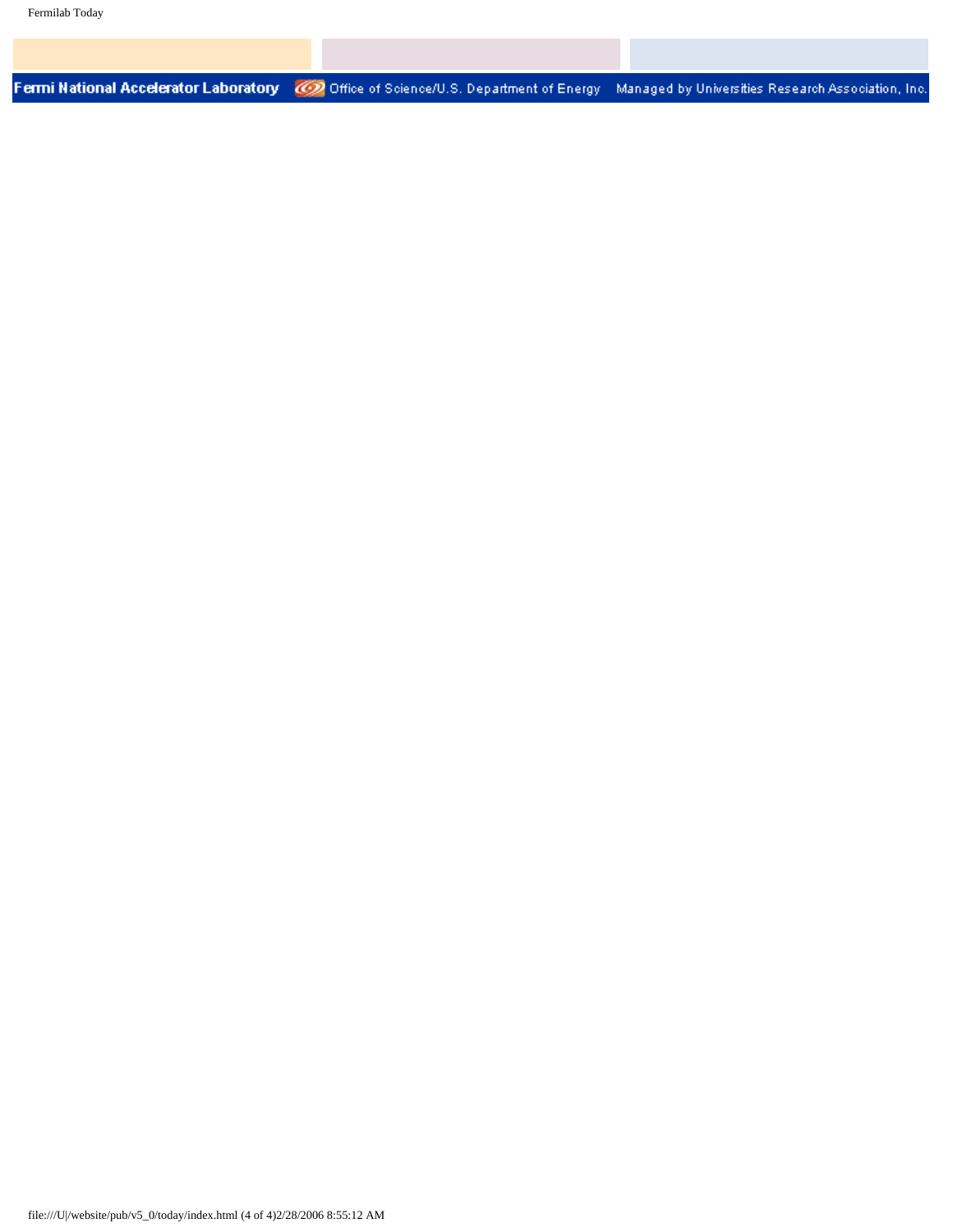Fermi National Accelerator Laboratory | Office of Science/U.S. Department of Energy | Managed by Universities Research Association, Inc.